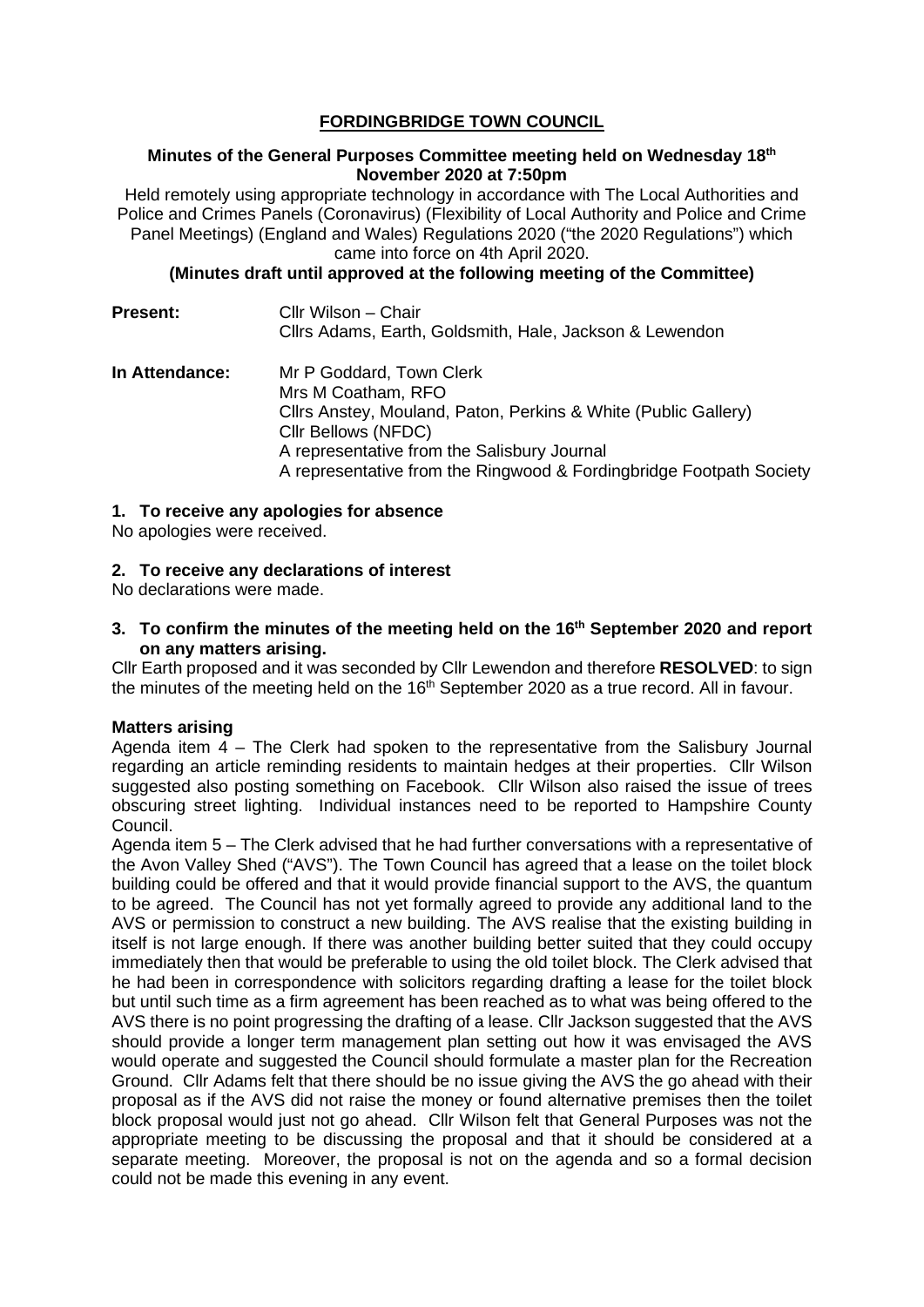# FORDINGBRIDGE TOWN COUNCIL

**Minutes of the General Purposes Committee meeting held on Wednesday 18th November 2020 at 7:50pm**

Held remotely using appropriate technology in accordance with The Local Authorities and Police and Crimes Panels (Coronavirus) (Flexibility of Local Authority and Police and Crime Panel Meetings) (England and Wales) Regulations 2020 ("the 2020 Regulations") which came into force on 4th April 2020.

**(Minutes draft until approved at the following meeting of the Committee)**

**Present:** Cllr Wilson – Chair
Cllrs Adams, Earth, Goldsmith, Hale, Jackson & Lewendon

**In Attendance:** Mr P Goddard, Town Clerk
Mrs M Coatham, RFO
Cllrs Anstey, Mouland, Paton, Perkins & White (Public Gallery)
Cllr Bellows (NFDC)
A representative from the Salisbury Journal
A representative from the Ringwood & Fordingbridge Footpath Society

**1. To receive any apologies for absence**

No apologies were received.

**2. To receive any declarations of interest**

No declarations were made.

**3. To confirm the minutes of the meeting held on the 16th September 2020 and report on any matters arising.**

Cllr Earth proposed and it was seconded by Cllr Lewendon and therefore **RESOLVED**: to sign the minutes of the meeting held on the 16th September 2020 as a true record. All in favour.

**Matters arising**

Agenda item 4 – The Clerk had spoken to the representative from the Salisbury Journal regarding an article reminding residents to maintain hedges at their properties. Cllr Wilson suggested also posting something on Facebook. Cllr Wilson also raised the issue of trees obscuring street lighting. Individual instances need to be reported to Hampshire County Council.

Agenda item 5 – The Clerk advised that he had further conversations with a representative of the Avon Valley Shed ("AVS"). The Town Council has agreed that a lease on the toilet block building could be offered and that it would provide financial support to the AVS, the quantum to be agreed. The Council has not yet formally agreed to provide any additional land to the AVS or permission to construct a new building. The AVS realise that the existing building in itself is not large enough. If there was another building better suited that they could occupy immediately then that would be preferable to using the old toilet block. The Clerk advised that he had been in correspondence with solicitors regarding drafting a lease for the toilet block but until such time as a firm agreement has been reached as to what was being offered to the AVS there is no point progressing the drafting of a lease. Cllr Jackson suggested that the AVS should provide a longer term management plan setting out how it was envisaged the AVS would operate and suggested the Council should formulate a master plan for the Recreation Ground. Cllr Adams felt that there should be no issue giving the AVS the go ahead with their proposal as if the AVS did not raise the money or found alternative premises then the toilet block proposal would just not go ahead. Cllr Wilson felt that General Purposes was not the appropriate meeting to be discussing the proposal and that it should be considered at a separate meeting. Moreover, the proposal is not on the agenda and so a formal decision could not be made this evening in any event.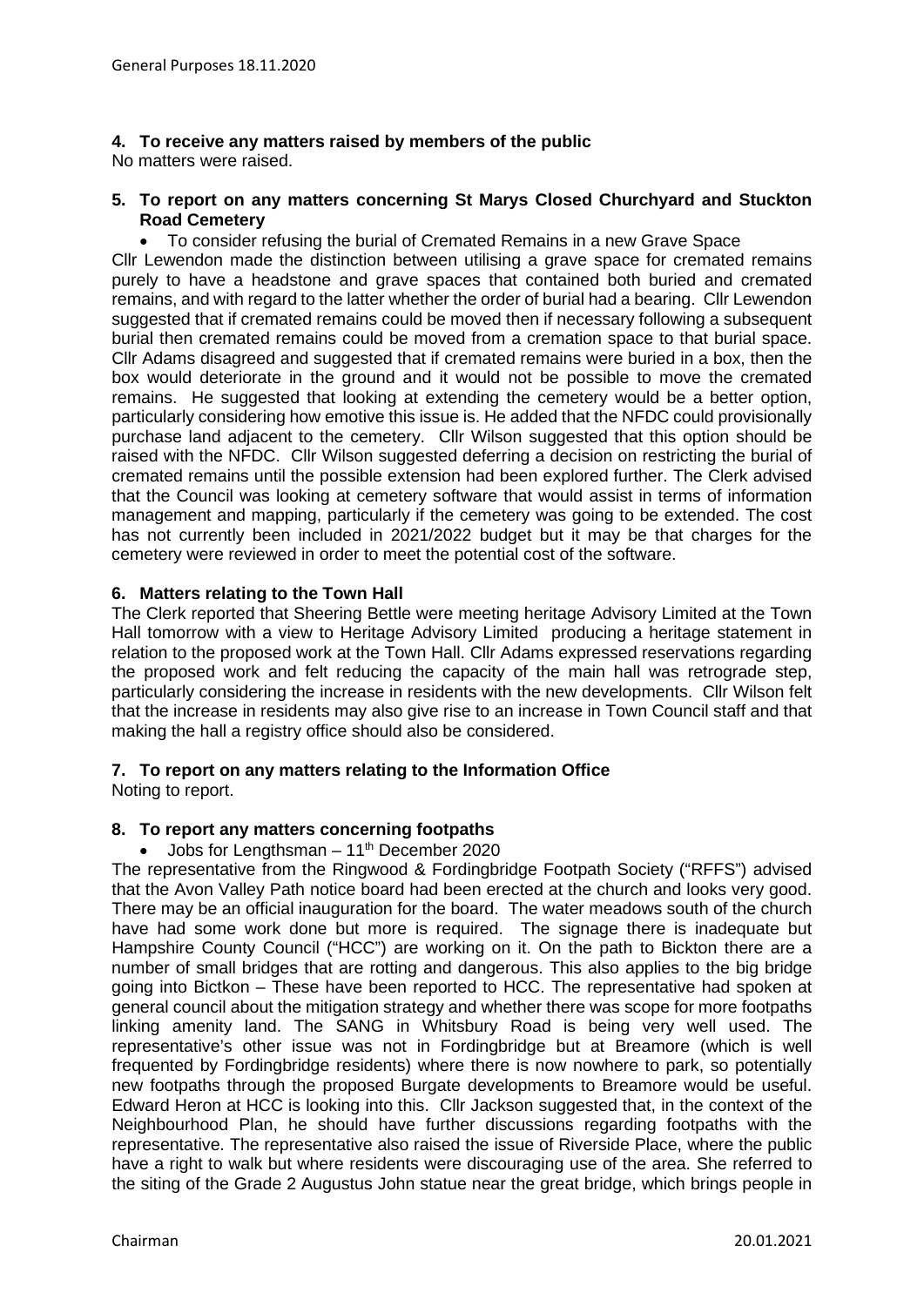**4. To receive any matters raised by members of the public**

No matters were raised.

**5. To report on any matters concerning St Marys Closed Churchyard and Stuckton Road Cemetery**

- To consider refusing the burial of Cremated Remains in a new Grave Space

Cllr Lewendon made the distinction between utilising a grave space for cremated remains purely to have a headstone and grave spaces that contained both buried and cremated remains, and with regard to the latter whether the order of burial had a bearing. Cllr Lewendon suggested that if cremated remains could be moved then if necessary following a subsequent burial then cremated remains could be moved from a cremation space to that burial space. Cllr Adams disagreed and suggested that if cremated remains were buried in a box, then the box would deteriorate in the ground and it would not be possible to move the cremated remains. He suggested that looking at extending the cemetery would be a better option, particularly considering how emotive this issue is. He added that the NFDC could provisionally purchase land adjacent to the cemetery. Cllr Wilson suggested that this option should be raised with the NFDC. Cllr Wilson suggested deferring a decision on restricting the burial of cremated remains until the possible extension had been explored further. The Clerk advised that the Council was looking at cemetery software that would assist in terms of information management and mapping, particularly if the cemetery was going to be extended. The cost has not currently been included in 2021/2022 budget but it may be that charges for the cemetery were reviewed in order to meet the potential cost of the software.

**6. Matters relating to the Town Hall**

The Clerk reported that Sheering Bettle were meeting heritage Advisory Limited at the Town Hall tomorrow with a view to Heritage Advisory Limited producing a heritage statement in relation to the proposed work at the Town Hall. Cllr Adams expressed reservations regarding the proposed work and felt reducing the capacity of the main hall was retrograde step, particularly considering the increase in residents with the new developments. Cllr Wilson felt that the increase in residents may also give rise to an increase in Town Council staff and that making the hall a registry office should also be considered.

**7. To report on any matters relating to the Information Office**

Noting to report.

**8. To report any matters concerning footpaths**

- Jobs for Lengthsman – 11th December 2020

The representative from the Ringwood & Fordingbridge Footpath Society ("RFFS") advised that the Avon Valley Path notice board had been erected at the church and looks very good. There may be an official inauguration for the board. The water meadows south of the church have had some work done but more is required. The signage there is inadequate but Hampshire County Council ("HCC") are working on it. On the path to Bickton there are a number of small bridges that are rotting and dangerous. This also applies to the big bridge going into Bictkon – These have been reported to HCC. The representative had spoken at general council about the mitigation strategy and whether there was scope for more footpaths linking amenity land. The SANG in Whitsbury Road is being very well used. The representative's other issue was not in Fordingbridge but at Breamore (which is well frequented by Fordingbridge residents) where there is now nowhere to park, so potentially new footpaths through the proposed Burgate developments to Breamore would be useful. Edward Heron at HCC is looking into this. Cllr Jackson suggested that, in the context of the Neighbourhood Plan, he should have further discussions regarding footpaths with the representative. The representative also raised the issue of Riverside Place, where the public have a right to walk but where residents were discouraging use of the area. She referred to the siting of the Grade 2 Augustus John statue near the great bridge, which brings people in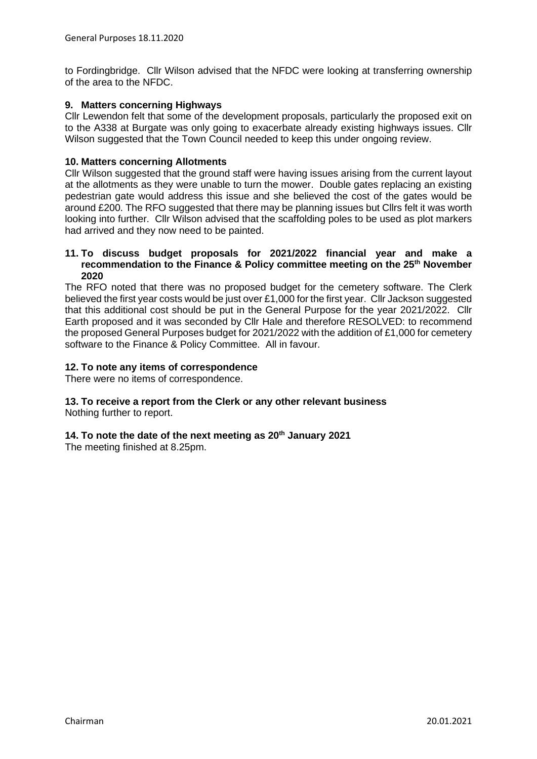to Fordingbridge. Cllr Wilson advised that the NFDC were looking at transferring ownership of the area to the NFDC.

**9. Matters concerning Highways**

Cllr Lewendon felt that some of the development proposals, particularly the proposed exit on to the A338 at Burgate was only going to exacerbate already existing highways issues. Cllr Wilson suggested that the Town Council needed to keep this under ongoing review.

**10. Matters concerning Allotments**

Cllr Wilson suggested that the ground staff were having issues arising from the current layout at the allotments as they were unable to turn the mower. Double gates replacing an existing pedestrian gate would address this issue and she believed the cost of the gates would be around £200. The RFO suggested that there may be planning issues but Cllrs felt it was worth looking into further. Cllr Wilson advised that the scaffolding poles to be used as plot markers had arrived and they now need to be painted.

**11. To discuss budget proposals for 2021/2022 financial year and make a recommendation to the Finance & Policy committee meeting on the 25th November 2020**

The RFO noted that there was no proposed budget for the cemetery software. The Clerk believed the first year costs would be just over £1,000 for the first year. Cllr Jackson suggested that this additional cost should be put in the General Purpose for the year 2021/2022. Cllr Earth proposed and it was seconded by Cllr Hale and therefore RESOLVED: to recommend the proposed General Purposes budget for 2021/2022 with the addition of £1,000 for cemetery software to the Finance & Policy Committee. All in favour.

**12. To note any items of correspondence**

There were no items of correspondence.

**13. To receive a report from the Clerk or any other relevant business**

Nothing further to report.

**14. To note the date of the next meeting as 20th January 2021**

The meeting finished at 8.25pm.

Chairman 20.01.2021